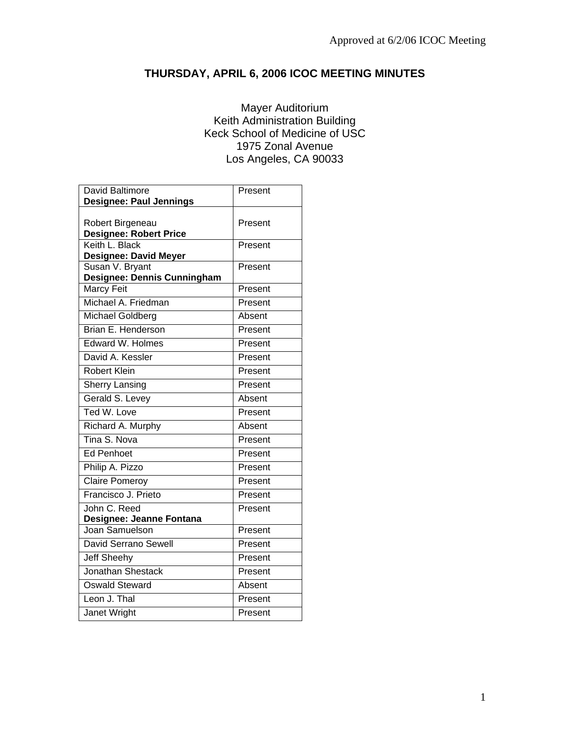Approved at 6/2/06 ICOC Meeting

# THURSDAY, APRIL 6, 2006 ICOC MEETING MINUTES

Mayer Auditorium
Keith Administration Building
Keck School of Medicine of USC
1975 Zonal Avenue
Los Angeles, CA 90033

| Member | Attendance |
|---|---|
| David Baltimore<br>**Designee: Paul Jennings** | Present |
| Robert Birgeneau<br>**Designee: Robert Price** | Present |
| Keith L. Black<br>**Designee: David Meyer** | Present |
| Susan V. Bryant<br>**Designee: Dennis Cunningham** | Present |
| Marcy Feit | Present |
| Michael A. Friedman | Present |
| Michael Goldberg | Absent |
| Brian E. Henderson | Present |
| Edward W. Holmes | Present |
| David A. Kessler | Present |
| Robert Klein | Present |
| Sherry Lansing | Present |
| Gerald S. Levey | Absent |
| Ted W. Love | Present |
| Richard A. Murphy | Absent |
| Tina S. Nova | Present |
| Ed Penhoet | Present |
| Philip A. Pizzo | Present |
| Claire Pomeroy | Present |
| Francisco J. Prieto | Present |
| John C. Reed<br>**Designee: Jeanne Fontana** | Present |
| Joan Samuelson | Present |
| David Serrano Sewell | Present |
| Jeff Sheehy | Present |
| Jonathan Shestack | Present |
| Oswald Steward | Absent |
| Leon J. Thal | Present |
| Janet Wright | Present |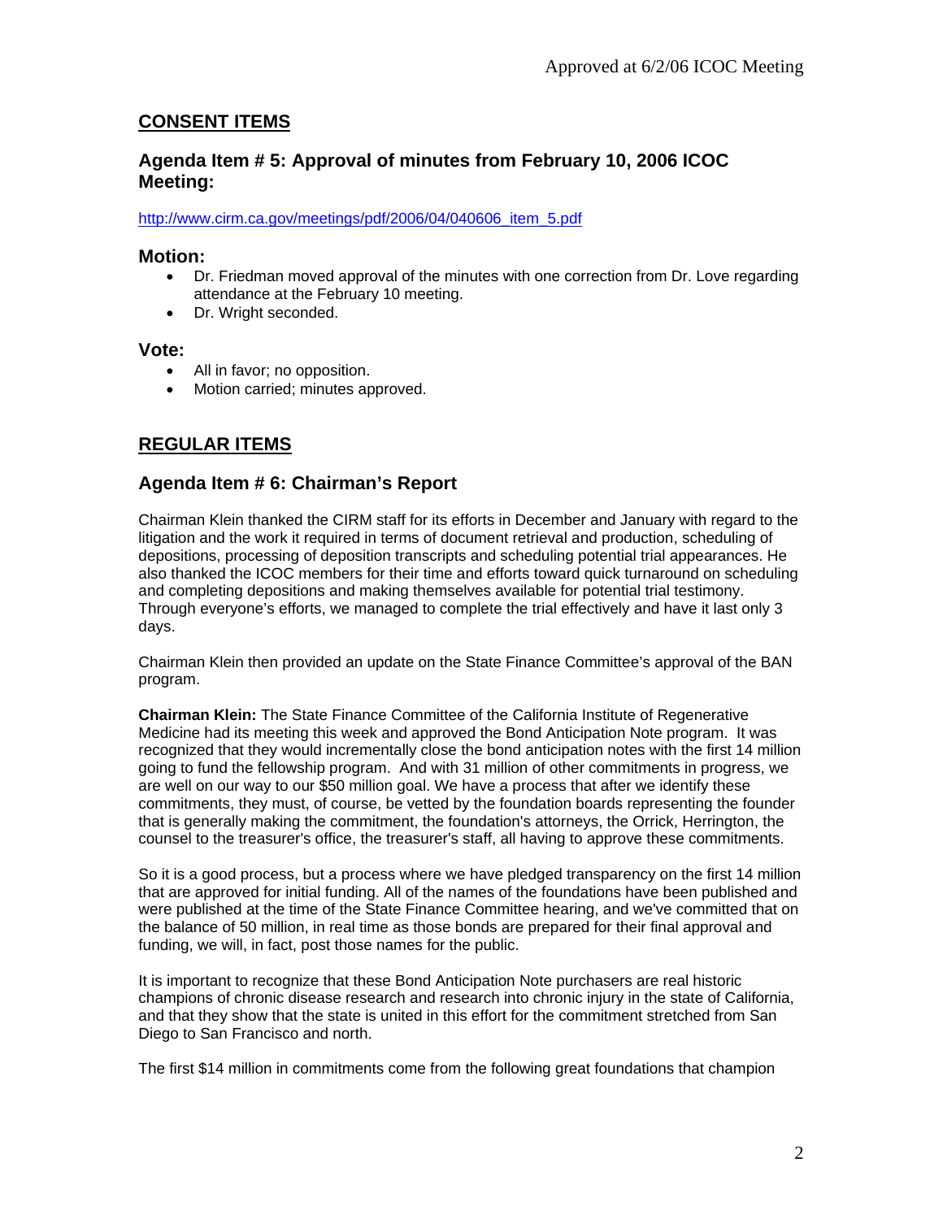## CONSENT ITEMS

### Agenda Item # 5: Approval of minutes from February 10, 2006 ICOC Meeting:

http://www.cirm.ca.gov/meetings/pdf/2006/04/040606_item_5.pdf

#### Motion:

- Dr. Friedman moved approval of the minutes with one correction from Dr. Love regarding attendance at the February 10 meeting.
- Dr. Wright seconded.

#### Vote:

- All in favor; no opposition.
- Motion carried; minutes approved.

## REGULAR ITEMS

### Agenda Item # 6: Chairman's Report

Chairman Klein thanked the CIRM staff for its efforts in December and January with regard to the litigation and the work it required in terms of document retrieval and production, scheduling of depositions, processing of deposition transcripts and scheduling potential trial appearances. He also thanked the ICOC members for their time and efforts toward quick turnaround on scheduling and completing depositions and making themselves available for potential trial testimony. Through everyone's efforts, we managed to complete the trial effectively and have it last only 3 days.

Chairman Klein then provided an update on the State Finance Committee's approval of the BAN program.

**Chairman Klein:** The State Finance Committee of the California Institute of Regenerative Medicine had its meeting this week and approved the Bond Anticipation Note program. It was recognized that they would incrementally close the bond anticipation notes with the first 14 million going to fund the fellowship program. And with 31 million of other commitments in progress, we are well on our way to our $50 million goal. We have a process that after we identify these commitments, they must, of course, be vetted by the foundation boards representing the founder that is generally making the commitment, the foundation's attorneys, the Orrick, Herrington, the counsel to the treasurer's office, the treasurer's staff, all having to approve these commitments.

So it is a good process, but a process where we have pledged transparency on the first 14 million that are approved for initial funding. All of the names of the foundations have been published and were published at the time of the State Finance Committee hearing, and we've committed that on the balance of 50 million, in real time as those bonds are prepared for their final approval and funding, we will, in fact, post those names for the public.

It is important to recognize that these Bond Anticipation Note purchasers are real historic champions of chronic disease research and research into chronic injury in the state of California, and that they show that the state is united in this effort for the commitment stretched from San Diego to San Francisco and north.

The first $14 million in commitments come from the following great foundations that champion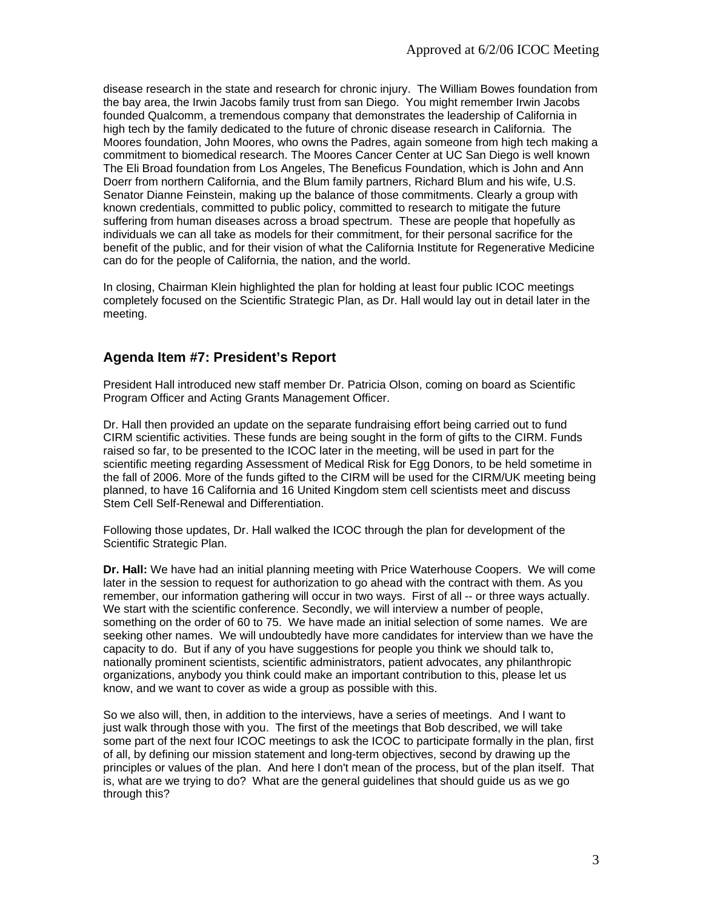disease research in the state and research for chronic injury. The William Bowes foundation from the bay area, the Irwin Jacobs family trust from san Diego. You might remember Irwin Jacobs founded Qualcomm, a tremendous company that demonstrates the leadership of California in high tech by the family dedicated to the future of chronic disease research in California. The Moores foundation, John Moores, who owns the Padres, again someone from high tech making a commitment to biomedical research. The Moores Cancer Center at UC San Diego is well known The Eli Broad foundation from Los Angeles, The Beneficus Foundation, which is John and Ann Doerr from northern California, and the Blum family partners, Richard Blum and his wife, U.S. Senator Dianne Feinstein, making up the balance of those commitments. Clearly a group with known credentials, committed to public policy, committed to research to mitigate the future suffering from human diseases across a broad spectrum. These are people that hopefully as individuals we can all take as models for their commitment, for their personal sacrifice for the benefit of the public, and for their vision of what the California Institute for Regenerative Medicine can do for the people of California, the nation, and the world.

In closing, Chairman Klein highlighted the plan for holding at least four public ICOC meetings completely focused on the Scientific Strategic Plan, as Dr. Hall would lay out in detail later in the meeting.

## Agenda Item #7: President's Report

President Hall introduced new staff member Dr. Patricia Olson, coming on board as Scientific Program Officer and Acting Grants Management Officer.

Dr. Hall then provided an update on the separate fundraising effort being carried out to fund CIRM scientific activities. These funds are being sought in the form of gifts to the CIRM. Funds raised so far, to be presented to the ICOC later in the meeting, will be used in part for the scientific meeting regarding Assessment of Medical Risk for Egg Donors, to be held sometime in the fall of 2006. More of the funds gifted to the CIRM will be used for the CIRM/UK meeting being planned, to have 16 California and 16 United Kingdom stem cell scientists meet and discuss Stem Cell Self-Renewal and Differentiation.

Following those updates, Dr. Hall walked the ICOC through the plan for development of the Scientific Strategic Plan.

**Dr. Hall:** We have had an initial planning meeting with Price Waterhouse Coopers. We will come later in the session to request for authorization to go ahead with the contract with them. As you remember, our information gathering will occur in two ways. First of all -- or three ways actually. We start with the scientific conference. Secondly, we will interview a number of people, something on the order of 60 to 75. We have made an initial selection of some names. We are seeking other names. We will undoubtedly have more candidates for interview than we have the capacity to do. But if any of you have suggestions for people you think we should talk to, nationally prominent scientists, scientific administrators, patient advocates, any philanthropic organizations, anybody you think could make an important contribution to this, please let us know, and we want to cover as wide a group as possible with this.

So we also will, then, in addition to the interviews, have a series of meetings. And I want to just walk through those with you. The first of the meetings that Bob described, we will take some part of the next four ICOC meetings to ask the ICOC to participate formally in the plan, first of all, by defining our mission statement and long-term objectives, second by drawing up the principles or values of the plan. And here I don't mean of the process, but of the plan itself. That is, what are we trying to do? What are the general guidelines that should guide us as we go through this?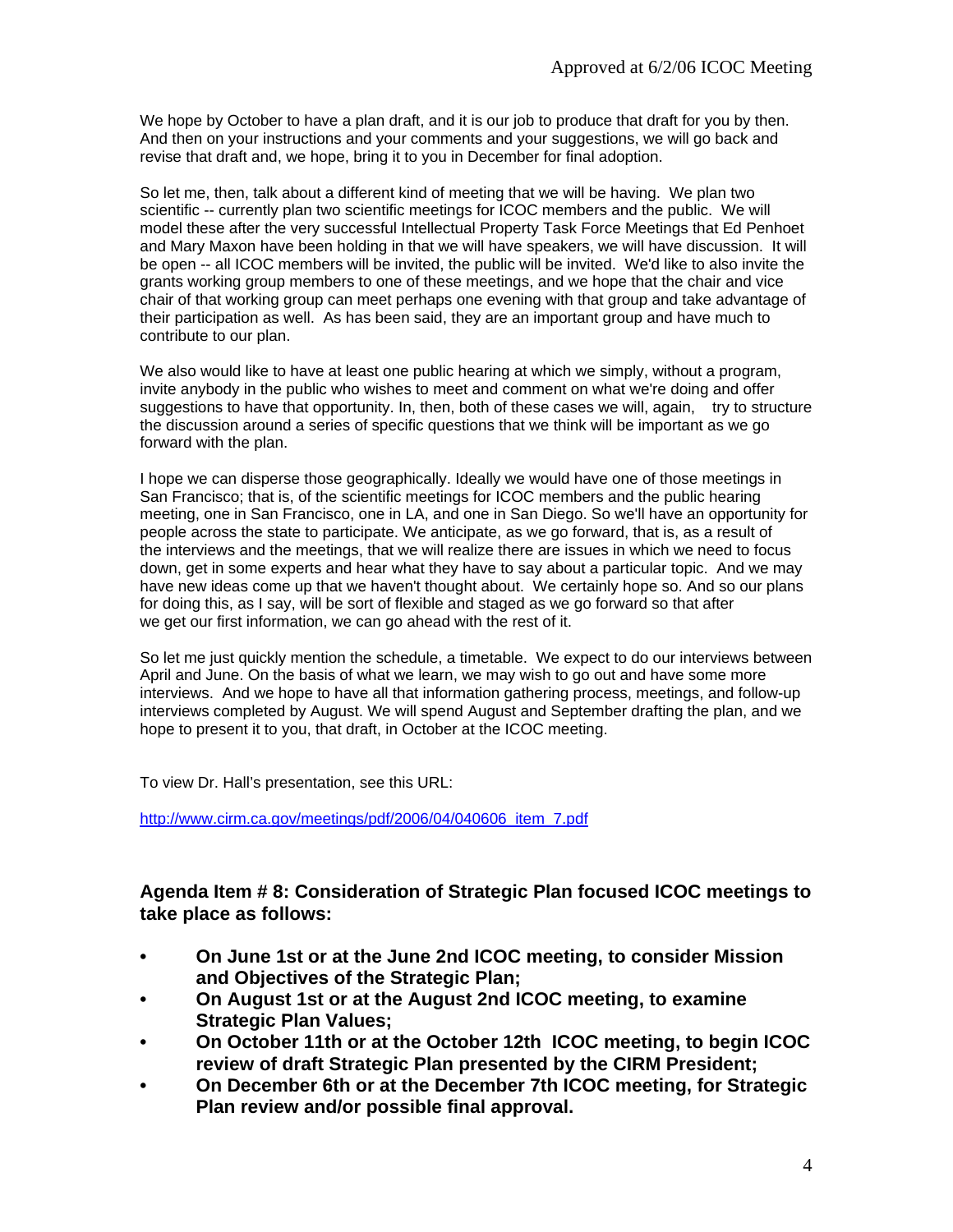We hope by October to have a plan draft, and it is our job to produce that draft for you by then. And then on your instructions and your comments and your suggestions, we will go back and revise that draft and, we hope, bring it to you in December for final adoption.

So let me, then, talk about a different kind of meeting that we will be having. We plan two scientific -- currently plan two scientific meetings for ICOC members and the public. We will model these after the very successful Intellectual Property Task Force Meetings that Ed Penhoet and Mary Maxon have been holding in that we will have speakers, we will have discussion. It will be open -- all ICOC members will be invited, the public will be invited. We'd like to also invite the grants working group members to one of these meetings, and we hope that the chair and vice chair of that working group can meet perhaps one evening with that group and take advantage of their participation as well. As has been said, they are an important group and have much to contribute to our plan.

We also would like to have at least one public hearing at which we simply, without a program, invite anybody in the public who wishes to meet and comment on what we're doing and offer suggestions to have that opportunity. In, then, both of these cases we will, again, try to structure the discussion around a series of specific questions that we think will be important as we go forward with the plan.

I hope we can disperse those geographically. Ideally we would have one of those meetings in San Francisco; that is, of the scientific meetings for ICOC members and the public hearing meeting, one in San Francisco, one in LA, and one in San Diego. So we'll have an opportunity for people across the state to participate. We anticipate, as we go forward, that is, as a result of the interviews and the meetings, that we will realize there are issues in which we need to focus down, get in some experts and hear what they have to say about a particular topic. And we may have new ideas come up that we haven't thought about. We certainly hope so. And so our plans for doing this, as I say, will be sort of flexible and staged as we go forward so that after we get our first information, we can go ahead with the rest of it.

So let me just quickly mention the schedule, a timetable. We expect to do our interviews between April and June. On the basis of what we learn, we may wish to go out and have some more interviews. And we hope to have all that information gathering process, meetings, and follow-up interviews completed by August. We will spend August and September drafting the plan, and we hope to present it to you, that draft, in October at the ICOC meeting.

To view Dr. Hall's presentation, see this URL:

http://www.cirm.ca.gov/meetings/pdf/2006/04/040606_item_7.pdf

### Agenda Item # 8: Consideration of Strategic Plan focused ICOC meetings to take place as follows:

- **On June 1st or at the June 2nd ICOC meeting, to consider Mission and Objectives of the Strategic Plan;**
- **On August 1st or at the August 2nd ICOC meeting, to examine Strategic Plan Values;**
- **On October 11th or at the October 12th ICOC meeting, to begin ICOC review of draft Strategic Plan presented by the CIRM President;**
- **On December 6th or at the December 7th ICOC meeting, for Strategic Plan review and/or possible final approval.**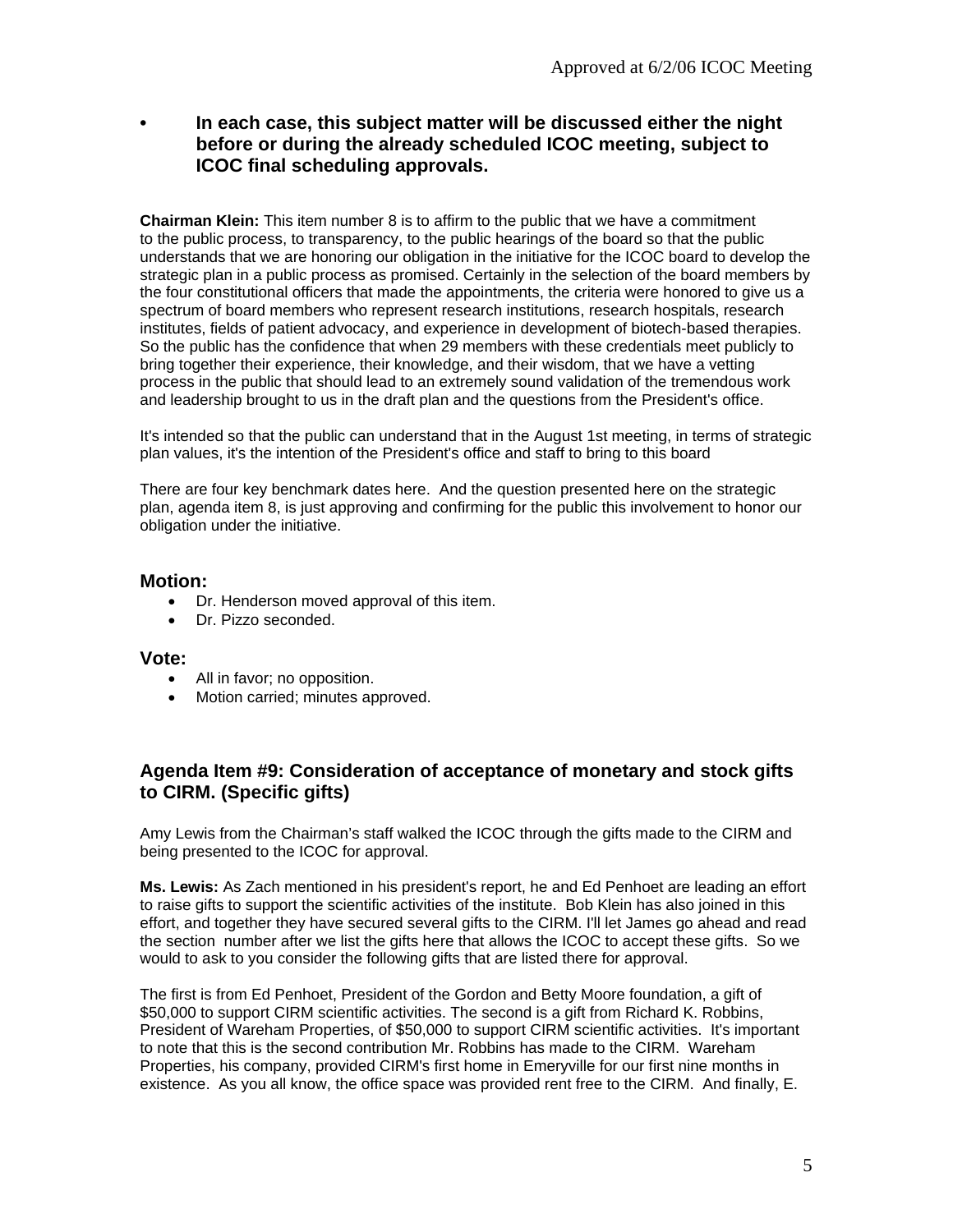- **In each case, this subject matter will be discussed either the night before or during the already scheduled ICOC meeting, subject to ICOC final scheduling approvals.**

**Chairman Klein:** This item number 8 is to affirm to the public that we have a commitment to the public process, to transparency, to the public hearings of the board so that the public understands that we are honoring our obligation in the initiative for the ICOC board to develop the strategic plan in a public process as promised. Certainly in the selection of the board members by the four constitutional officers that made the appointments, the criteria were honored to give us a spectrum of board members who represent research institutions, research hospitals, research institutes, fields of patient advocacy, and experience in development of biotech-based therapies. So the public has the confidence that when 29 members with these credentials meet publicly to bring together their experience, their knowledge, and their wisdom, that we have a vetting process in the public that should lead to an extremely sound validation of the tremendous work and leadership brought to us in the draft plan and the questions from the President's office.

It's intended so that the public can understand that in the August 1st meeting, in terms of strategic plan values, it's the intention of the President's office and staff to bring to this board

There are four key benchmark dates here. And the question presented here on the strategic plan, agenda item 8, is just approving and confirming for the public this involvement to honor our obligation under the initiative.

### Motion:

- Dr. Henderson moved approval of this item.
- Dr. Pizzo seconded.

### Vote:

- All in favor; no opposition.
- Motion carried; minutes approved.

## Agenda Item #9: Consideration of acceptance of monetary and stock gifts to CIRM. (Specific gifts)

Amy Lewis from the Chairman's staff walked the ICOC through the gifts made to the CIRM and being presented to the ICOC for approval.

**Ms. Lewis:** As Zach mentioned in his president's report, he and Ed Penhoet are leading an effort to raise gifts to support the scientific activities of the institute. Bob Klein has also joined in this effort, and together they have secured several gifts to the CIRM. I'll let James go ahead and read the section number after we list the gifts here that allows the ICOC to accept these gifts. So we would to ask to you consider the following gifts that are listed there for approval.

The first is from Ed Penhoet, President of the Gordon and Betty Moore foundation, a gift of \$50,000 to support CIRM scientific activities. The second is a gift from Richard K. Robbins, President of Wareham Properties, of \$50,000 to support CIRM scientific activities. It's important to note that this is the second contribution Mr. Robbins has made to the CIRM. Wareham Properties, his company, provided CIRM's first home in Emeryville for our first nine months in existence. As you all know, the office space was provided rent free to the CIRM. And finally, E.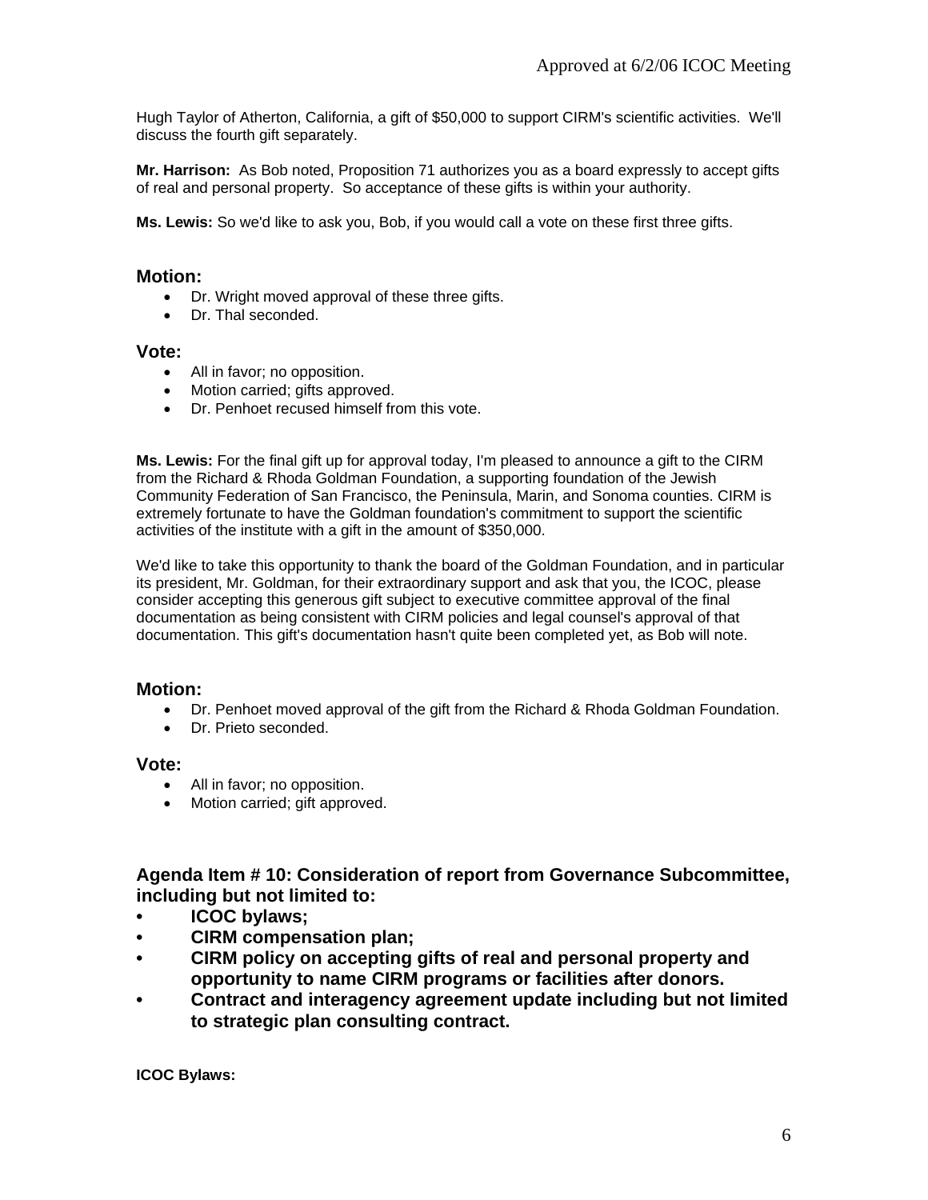Hugh Taylor of Atherton, California, a gift of $50,000 to support CIRM's scientific activities. We'll discuss the fourth gift separately.

**Mr. Harrison:** As Bob noted, Proposition 71 authorizes you as a board expressly to accept gifts of real and personal property. So acceptance of these gifts is within your authority.

**Ms. Lewis:** So we'd like to ask you, Bob, if you would call a vote on these first three gifts.

### Motion:

- Dr. Wright moved approval of these three gifts.
- Dr. Thal seconded.

### Vote:

- All in favor; no opposition.
- Motion carried; gifts approved.
- Dr. Penhoet recused himself from this vote.

**Ms. Lewis:** For the final gift up for approval today, I'm pleased to announce a gift to the CIRM from the Richard & Rhoda Goldman Foundation, a supporting foundation of the Jewish Community Federation of San Francisco, the Peninsula, Marin, and Sonoma counties. CIRM is extremely fortunate to have the Goldman foundation's commitment to support the scientific activities of the institute with a gift in the amount of $350,000.

We'd like to take this opportunity to thank the board of the Goldman Foundation, and in particular its president, Mr. Goldman, for their extraordinary support and ask that you, the ICOC, please consider accepting this generous gift subject to executive committee approval of the final documentation as being consistent with CIRM policies and legal counsel's approval of that documentation. This gift's documentation hasn't quite been completed yet, as Bob will note.

### Motion:

- Dr. Penhoet moved approval of the gift from the Richard & Rhoda Goldman Foundation.
- Dr. Prieto seconded.

### Vote:

- All in favor; no opposition.
- Motion carried; gift approved.

## Agenda Item # 10: Consideration of report from Governance Subcommittee, including but not limited to:

- **ICOC bylaws;**
- **CIRM compensation plan;**
- **CIRM policy on accepting gifts of real and personal property and opportunity to name CIRM programs or facilities after donors.**
- **Contract and interagency agreement update including but not limited to strategic plan consulting contract.**

**ICOC Bylaws:**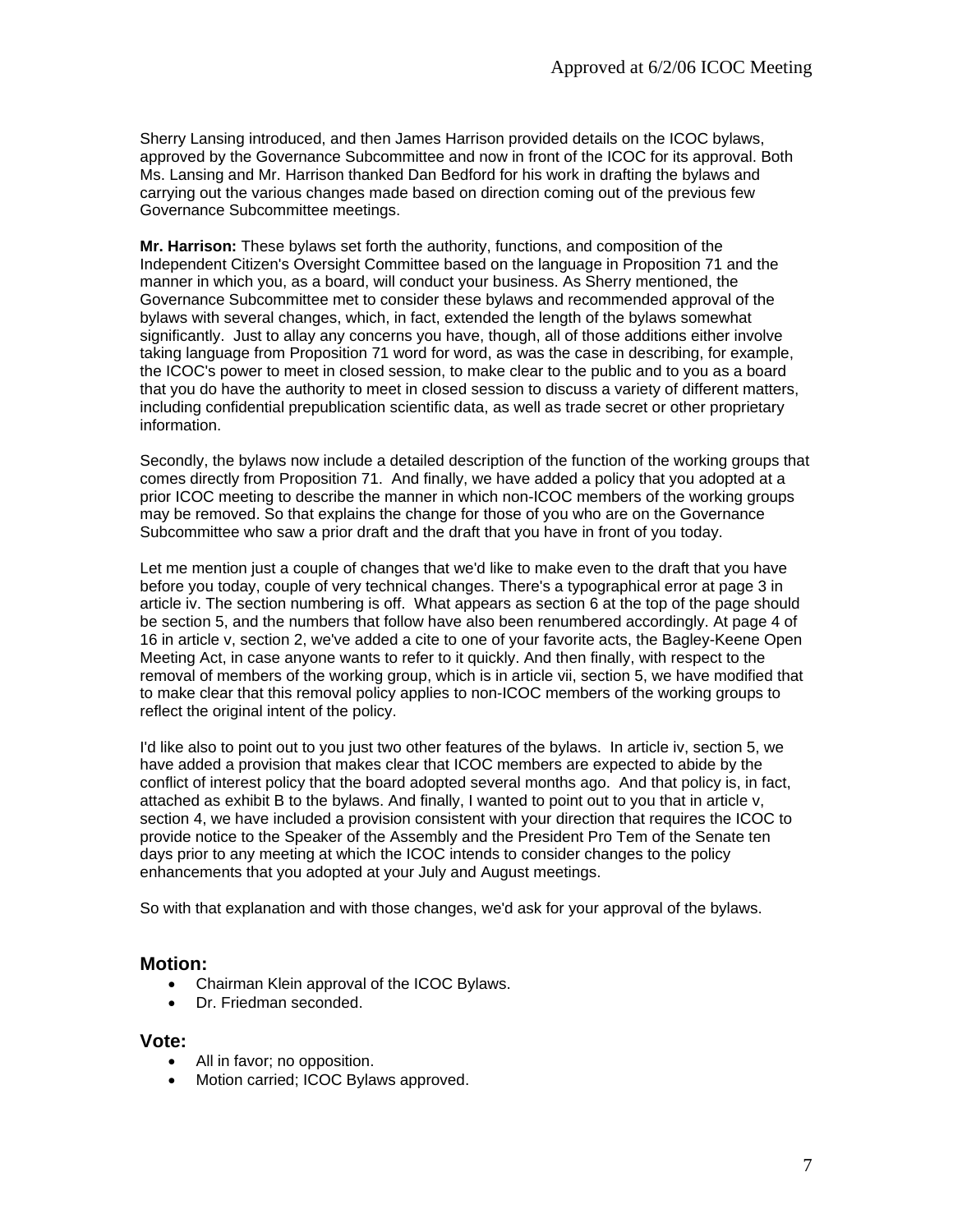Sherry Lansing introduced, and then James Harrison provided details on the ICOC bylaws, approved by the Governance Subcommittee and now in front of the ICOC for its approval. Both Ms. Lansing and Mr. Harrison thanked Dan Bedford for his work in drafting the bylaws and carrying out the various changes made based on direction coming out of the previous few Governance Subcommittee meetings.

**Mr. Harrison:** These bylaws set forth the authority, functions, and composition of the Independent Citizen's Oversight Committee based on the language in Proposition 71 and the manner in which you, as a board, will conduct your business. As Sherry mentioned, the Governance Subcommittee met to consider these bylaws and recommended approval of the bylaws with several changes, which, in fact, extended the length of the bylaws somewhat significantly. Just to allay any concerns you have, though, all of those additions either involve taking language from Proposition 71 word for word, as was the case in describing, for example, the ICOC's power to meet in closed session, to make clear to the public and to you as a board that you do have the authority to meet in closed session to discuss a variety of different matters, including confidential prepublication scientific data, as well as trade secret or other proprietary information.

Secondly, the bylaws now include a detailed description of the function of the working groups that comes directly from Proposition 71. And finally, we have added a policy that you adopted at a prior ICOC meeting to describe the manner in which non-ICOC members of the working groups may be removed. So that explains the change for those of you who are on the Governance Subcommittee who saw a prior draft and the draft that you have in front of you today.

Let me mention just a couple of changes that we'd like to make even to the draft that you have before you today, couple of very technical changes. There's a typographical error at page 3 in article iv. The section numbering is off. What appears as section 6 at the top of the page should be section 5, and the numbers that follow have also been renumbered accordingly. At page 4 of 16 in article v, section 2, we've added a cite to one of your favorite acts, the Bagley-Keene Open Meeting Act, in case anyone wants to refer to it quickly. And then finally, with respect to the removal of members of the working group, which is in article vii, section 5, we have modified that to make clear that this removal policy applies to non-ICOC members of the working groups to reflect the original intent of the policy.

I'd like also to point out to you just two other features of the bylaws. In article iv, section 5, we have added a provision that makes clear that ICOC members are expected to abide by the conflict of interest policy that the board adopted several months ago. And that policy is, in fact, attached as exhibit B to the bylaws. And finally, I wanted to point out to you that in article v, section 4, we have included a provision consistent with your direction that requires the ICOC to provide notice to the Speaker of the Assembly and the President Pro Tem of the Senate ten days prior to any meeting at which the ICOC intends to consider changes to the policy enhancements that you adopted at your July and August meetings.

So with that explanation and with those changes, we'd ask for your approval of the bylaws.

## Motion:

- Chairman Klein approval of the ICOC Bylaws.
- Dr. Friedman seconded.

## Vote:

- All in favor; no opposition.
- Motion carried; ICOC Bylaws approved.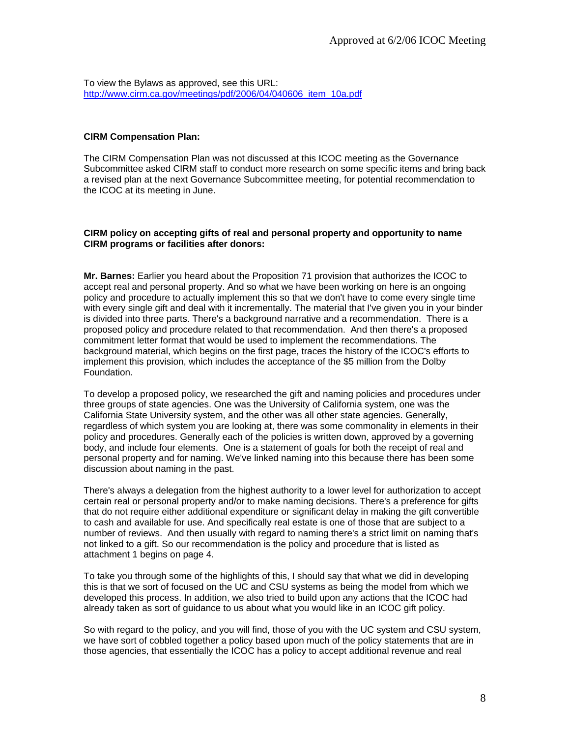To view the Bylaws as approved, see this URL:
[http://www.cirm.ca.gov/meetings/pdf/2006/04/040606_item_10a.pdf](http://www.cirm.ca.gov/meetings/pdf/2006/04/040606_item_10a.pdf)

**CIRM Compensation Plan:**

The CIRM Compensation Plan was not discussed at this ICOC meeting as the Governance Subcommittee asked CIRM staff to conduct more research on some specific items and bring back a revised plan at the next Governance Subcommittee meeting, for potential recommendation to the ICOC at its meeting in June.

**CIRM policy on accepting gifts of real and personal property and opportunity to name CIRM programs or facilities after donors:**

**Mr. Barnes:** Earlier you heard about the Proposition 71 provision that authorizes the ICOC to accept real and personal property. And so what we have been working on here is an ongoing policy and procedure to actually implement this so that we don't have to come every single time with every single gift and deal with it incrementally. The material that I've given you in your binder is divided into three parts. There's a background narrative and a recommendation. There is a proposed policy and procedure related to that recommendation. And then there's a proposed commitment letter format that would be used to implement the recommendations. The background material, which begins on the first page, traces the history of the ICOC's efforts to implement this provision, which includes the acceptance of the $5 million from the Dolby Foundation.

To develop a proposed policy, we researched the gift and naming policies and procedures under three groups of state agencies. One was the University of California system, one was the California State University system, and the other was all other state agencies. Generally, regardless of which system you are looking at, there was some commonality in elements in their policy and procedures. Generally each of the policies is written down, approved by a governing body, and include four elements. One is a statement of goals for both the receipt of real and personal property and for naming. We've linked naming into this because there has been some discussion about naming in the past.

There's always a delegation from the highest authority to a lower level for authorization to accept certain real or personal property and/or to make naming decisions. There's a preference for gifts that do not require either additional expenditure or significant delay in making the gift convertible to cash and available for use. And specifically real estate is one of those that are subject to a number of reviews. And then usually with regard to naming there's a strict limit on naming that's not linked to a gift. So our recommendation is the policy and procedure that is listed as attachment 1 begins on page 4.

To take you through some of the highlights of this, I should say that what we did in developing this is that we sort of focused on the UC and CSU systems as being the model from which we developed this process. In addition, we also tried to build upon any actions that the ICOC had already taken as sort of guidance to us about what you would like in an ICOC gift policy.

So with regard to the policy, and you will find, those of you with the UC system and CSU system, we have sort of cobbled together a policy based upon much of the policy statements that are in those agencies, that essentially the ICOC has a policy to accept additional revenue and real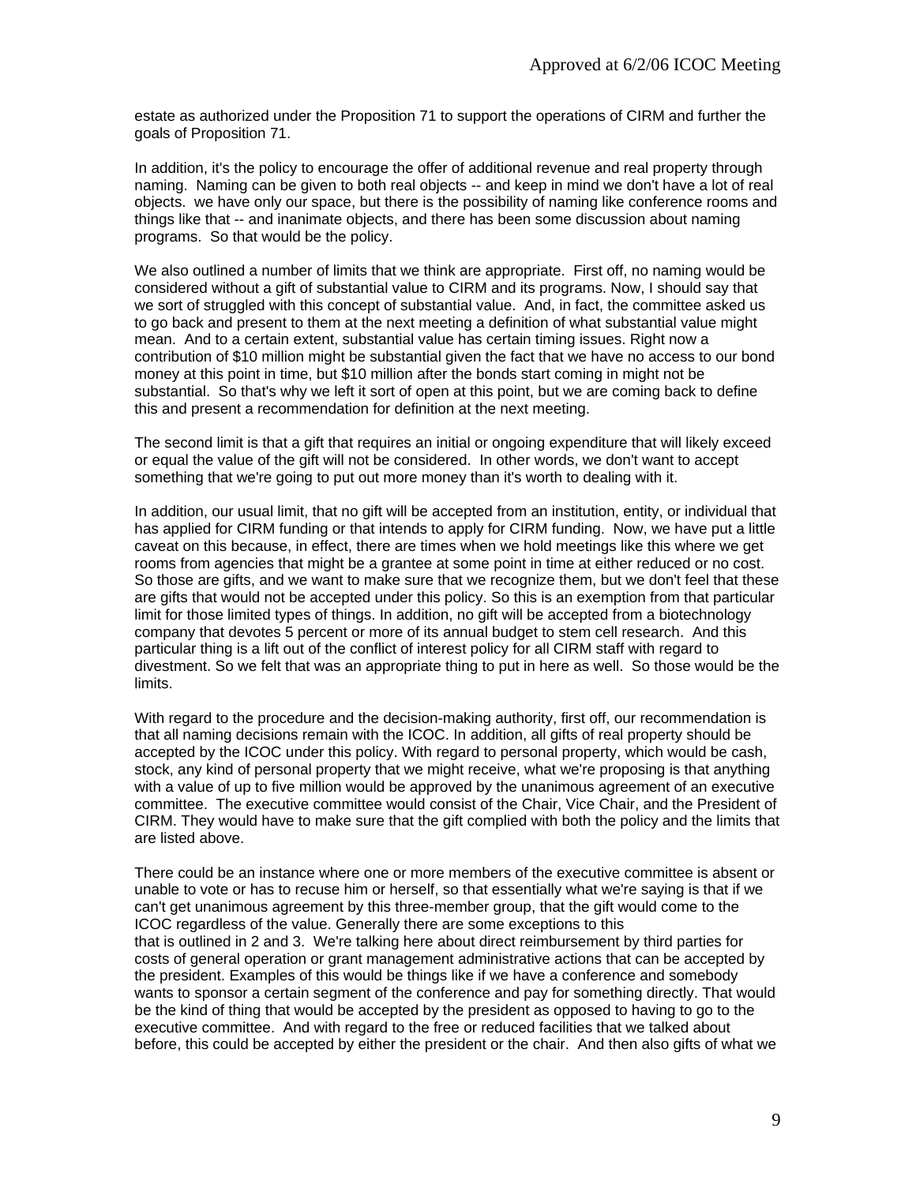estate as authorized under the Proposition 71 to support the operations of CIRM and further the goals of Proposition 71.

In addition, it's the policy to encourage the offer of additional revenue and real property through naming. Naming can be given to both real objects -- and keep in mind we don't have a lot of real objects. we have only our space, but there is the possibility of naming like conference rooms and things like that -- and inanimate objects, and there has been some discussion about naming programs. So that would be the policy.

We also outlined a number of limits that we think are appropriate. First off, no naming would be considered without a gift of substantial value to CIRM and its programs. Now, I should say that we sort of struggled with this concept of substantial value. And, in fact, the committee asked us to go back and present to them at the next meeting a definition of what substantial value might mean. And to a certain extent, substantial value has certain timing issues. Right now a contribution of $10 million might be substantial given the fact that we have no access to our bond money at this point in time, but $10 million after the bonds start coming in might not be substantial. So that's why we left it sort of open at this point, but we are coming back to define this and present a recommendation for definition at the next meeting.

The second limit is that a gift that requires an initial or ongoing expenditure that will likely exceed or equal the value of the gift will not be considered. In other words, we don't want to accept something that we're going to put out more money than it's worth to dealing with it.

In addition, our usual limit, that no gift will be accepted from an institution, entity, or individual that has applied for CIRM funding or that intends to apply for CIRM funding. Now, we have put a little caveat on this because, in effect, there are times when we hold meetings like this where we get rooms from agencies that might be a grantee at some point in time at either reduced or no cost. So those are gifts, and we want to make sure that we recognize them, but we don't feel that these are gifts that would not be accepted under this policy. So this is an exemption from that particular limit for those limited types of things. In addition, no gift will be accepted from a biotechnology company that devotes 5 percent or more of its annual budget to stem cell research. And this particular thing is a lift out of the conflict of interest policy for all CIRM staff with regard to divestment. So we felt that was an appropriate thing to put in here as well. So those would be the limits.

With regard to the procedure and the decision-making authority, first off, our recommendation is that all naming decisions remain with the ICOC. In addition, all gifts of real property should be accepted by the ICOC under this policy. With regard to personal property, which would be cash, stock, any kind of personal property that we might receive, what we're proposing is that anything with a value of up to five million would be approved by the unanimous agreement of an executive committee. The executive committee would consist of the Chair, Vice Chair, and the President of CIRM. They would have to make sure that the gift complied with both the policy and the limits that are listed above.

There could be an instance where one or more members of the executive committee is absent or unable to vote or has to recuse him or herself, so that essentially what we're saying is that if we can't get unanimous agreement by this three-member group, that the gift would come to the ICOC regardless of the value. Generally there are some exceptions to this that is outlined in 2 and 3. We're talking here about direct reimbursement by third parties for costs of general operation or grant management administrative actions that can be accepted by the president. Examples of this would be things like if we have a conference and somebody wants to sponsor a certain segment of the conference and pay for something directly. That would be the kind of thing that would be accepted by the president as opposed to having to go to the executive committee. And with regard to the free or reduced facilities that we talked about before, this could be accepted by either the president or the chair. And then also gifts of what we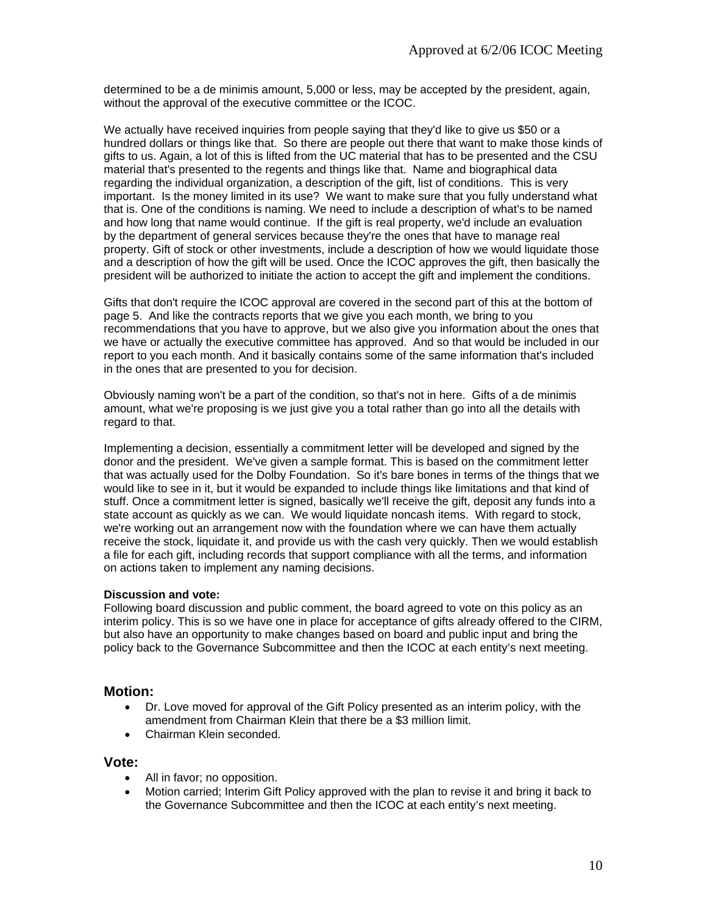determined to be a de minimis amount, 5,000 or less, may be accepted by the president, again, without the approval of the executive committee or the ICOC.

We actually have received inquiries from people saying that they'd like to give us $50 or a hundred dollars or things like that. So there are people out there that want to make those kinds of gifts to us. Again, a lot of this is lifted from the UC material that has to be presented and the CSU material that's presented to the regents and things like that. Name and biographical data regarding the individual organization, a description of the gift, list of conditions. This is very important. Is the money limited in its use? We want to make sure that you fully understand what that is. One of the conditions is naming. We need to include a description of what's to be named and how long that name would continue. If the gift is real property, we'd include an evaluation by the department of general services because they're the ones that have to manage real property. Gift of stock or other investments, include a description of how we would liquidate those and a description of how the gift will be used. Once the ICOC approves the gift, then basically the president will be authorized to initiate the action to accept the gift and implement the conditions.

Gifts that don't require the ICOC approval are covered in the second part of this at the bottom of page 5. And like the contracts reports that we give you each month, we bring to you recommendations that you have to approve, but we also give you information about the ones that we have or actually the executive committee has approved. And so that would be included in our report to you each month. And it basically contains some of the same information that's included in the ones that are presented to you for decision.

Obviously naming won't be a part of the condition, so that's not in here. Gifts of a de minimis amount, what we're proposing is we just give you a total rather than go into all the details with regard to that.

Implementing a decision, essentially a commitment letter will be developed and signed by the donor and the president. We've given a sample format. This is based on the commitment letter that was actually used for the Dolby Foundation. So it's bare bones in terms of the things that we would like to see in it, but it would be expanded to include things like limitations and that kind of stuff. Once a commitment letter is signed, basically we'll receive the gift, deposit any funds into a state account as quickly as we can. We would liquidate noncash items. With regard to stock, we're working out an arrangement now with the foundation where we can have them actually receive the stock, liquidate it, and provide us with the cash very quickly. Then we would establish a file for each gift, including records that support compliance with all the terms, and information on actions taken to implement any naming decisions.

**Discussion and vote:**
Following board discussion and public comment, the board agreed to vote on this policy as an interim policy. This is so we have one in place for acceptance of gifts already offered to the CIRM, but also have an opportunity to make changes based on board and public input and bring the policy back to the Governance Subcommittee and then the ICOC at each entity's next meeting.

## Motion:

- Dr. Love moved for approval of the Gift Policy presented as an interim policy, with the amendment from Chairman Klein that there be a $3 million limit.
- Chairman Klein seconded.

## Vote:

- All in favor; no opposition.
- Motion carried; Interim Gift Policy approved with the plan to revise it and bring it back to the Governance Subcommittee and then the ICOC at each entity's next meeting.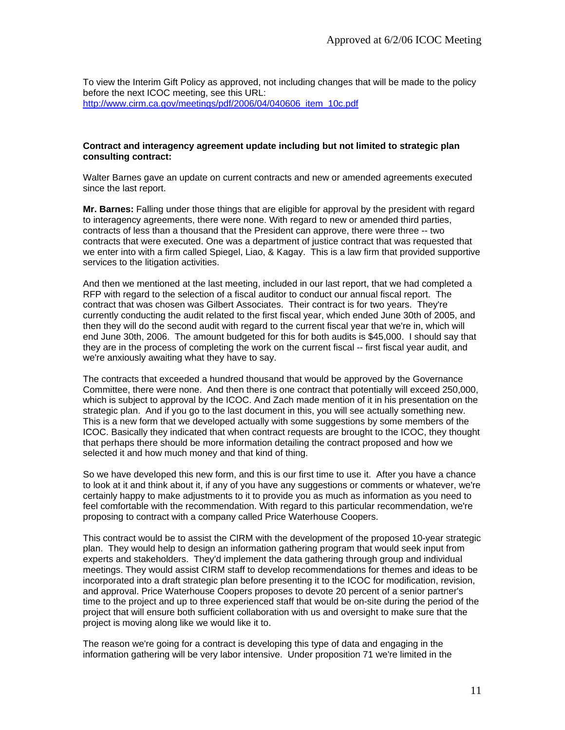To view the Interim Gift Policy as approved, not including changes that will be made to the policy before the next ICOC meeting, see this URL:
http://www.cirm.ca.gov/meetings/pdf/2006/04/040606_item_10c.pdf

**Contract and interagency agreement update including but not limited to strategic plan consulting contract:**

Walter Barnes gave an update on current contracts and new or amended agreements executed since the last report.

**Mr. Barnes:** Falling under those things that are eligible for approval by the president with regard to interagency agreements, there were none. With regard to new or amended third parties, contracts of less than a thousand that the President can approve, there were three -- two contracts that were executed. One was a department of justice contract that was requested that we enter into with a firm called Spiegel, Liao, & Kagay. This is a law firm that provided supportive services to the litigation activities.

And then we mentioned at the last meeting, included in our last report, that we had completed a RFP with regard to the selection of a fiscal auditor to conduct our annual fiscal report. The contract that was chosen was Gilbert Associates. Their contract is for two years. They're currently conducting the audit related to the first fiscal year, which ended June 30th of 2005, and then they will do the second audit with regard to the current fiscal year that we're in, which will end June 30th, 2006. The amount budgeted for this for both audits is $45,000. I should say that they are in the process of completing the work on the current fiscal -- first fiscal year audit, and we're anxiously awaiting what they have to say.

The contracts that exceeded a hundred thousand that would be approved by the Governance Committee, there were none. And then there is one contract that potentially will exceed 250,000, which is subject to approval by the ICOC. And Zach made mention of it in his presentation on the strategic plan. And if you go to the last document in this, you will see actually something new. This is a new form that we developed actually with some suggestions by some members of the ICOC. Basically they indicated that when contract requests are brought to the ICOC, they thought that perhaps there should be more information detailing the contract proposed and how we selected it and how much money and that kind of thing.

So we have developed this new form, and this is our first time to use it. After you have a chance to look at it and think about it, if any of you have any suggestions or comments or whatever, we're certainly happy to make adjustments to it to provide you as much as information as you need to feel comfortable with the recommendation. With regard to this particular recommendation, we're proposing to contract with a company called Price Waterhouse Coopers.

This contract would be to assist the CIRM with the development of the proposed 10-year strategic plan. They would help to design an information gathering program that would seek input from experts and stakeholders. They'd implement the data gathering through group and individual meetings. They would assist CIRM staff to develop recommendations for themes and ideas to be incorporated into a draft strategic plan before presenting it to the ICOC for modification, revision, and approval. Price Waterhouse Coopers proposes to devote 20 percent of a senior partner's time to the project and up to three experienced staff that would be on-site during the period of the project that will ensure both sufficient collaboration with us and oversight to make sure that the project is moving along like we would like it to.

The reason we're going for a contract is developing this type of data and engaging in the information gathering will be very labor intensive. Under proposition 71 we're limited in the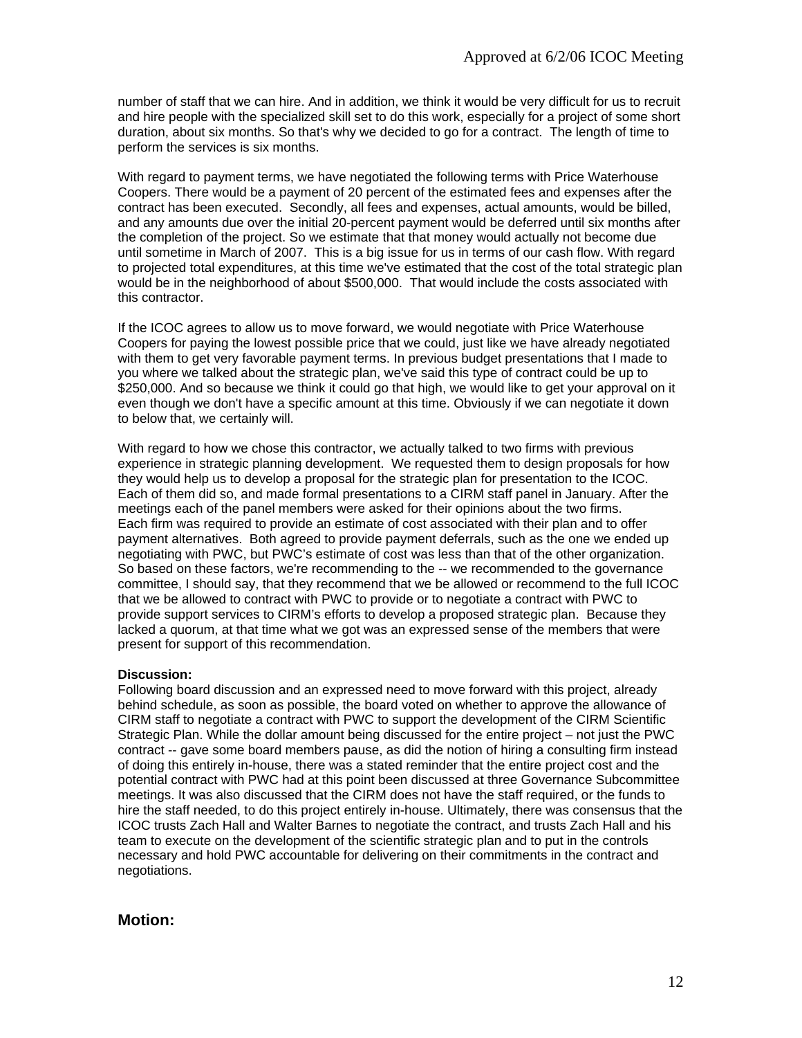number of staff that we can hire. And in addition, we think it would be very difficult for us to recruit and hire people with the specialized skill set to do this work, especially for a project of some short duration, about six months. So that's why we decided to go for a contract. The length of time to perform the services is six months.

With regard to payment terms, we have negotiated the following terms with Price Waterhouse Coopers. There would be a payment of 20 percent of the estimated fees and expenses after the contract has been executed. Secondly, all fees and expenses, actual amounts, would be billed, and any amounts due over the initial 20-percent payment would be deferred until six months after the completion of the project. So we estimate that that money would actually not become due until sometime in March of 2007. This is a big issue for us in terms of our cash flow. With regard to projected total expenditures, at this time we've estimated that the cost of the total strategic plan would be in the neighborhood of about $500,000. That would include the costs associated with this contractor.

If the ICOC agrees to allow us to move forward, we would negotiate with Price Waterhouse Coopers for paying the lowest possible price that we could, just like we have already negotiated with them to get very favorable payment terms. In previous budget presentations that I made to you where we talked about the strategic plan, we've said this type of contract could be up to $250,000. And so because we think it could go that high, we would like to get your approval on it even though we don't have a specific amount at this time. Obviously if we can negotiate it down to below that, we certainly will.

With regard to how we chose this contractor, we actually talked to two firms with previous experience in strategic planning development. We requested them to design proposals for how they would help us to develop a proposal for the strategic plan for presentation to the ICOC. Each of them did so, and made formal presentations to a CIRM staff panel in January. After the meetings each of the panel members were asked for their opinions about the two firms. Each firm was required to provide an estimate of cost associated with their plan and to offer payment alternatives. Both agreed to provide payment deferrals, such as the one we ended up negotiating with PWC, but PWC's estimate of cost was less than that of the other organization. So based on these factors, we're recommending to the -- we recommended to the governance committee, I should say, that they recommend that we be allowed or recommend to the full ICOC that we be allowed to contract with PWC to provide or to negotiate a contract with PWC to provide support services to CIRM's efforts to develop a proposed strategic plan. Because they lacked a quorum, at that time what we got was an expressed sense of the members that were present for support of this recommendation.

**Discussion:**
Following board discussion and an expressed need to move forward with this project, already behind schedule, as soon as possible, the board voted on whether to approve the allowance of CIRM staff to negotiate a contract with PWC to support the development of the CIRM Scientific Strategic Plan. While the dollar amount being discussed for the entire project – not just the PWC contract -- gave some board members pause, as did the notion of hiring a consulting firm instead of doing this entirely in-house, there was a stated reminder that the entire project cost and the potential contract with PWC had at this point been discussed at three Governance Subcommittee meetings. It was also discussed that the CIRM does not have the staff required, or the funds to hire the staff needed, to do this project entirely in-house. Ultimately, there was consensus that the ICOC trusts Zach Hall and Walter Barnes to negotiate the contract, and trusts Zach Hall and his team to execute on the development of the scientific strategic plan and to put in the controls necessary and hold PWC accountable for delivering on their commitments in the contract and negotiations.

## Motion: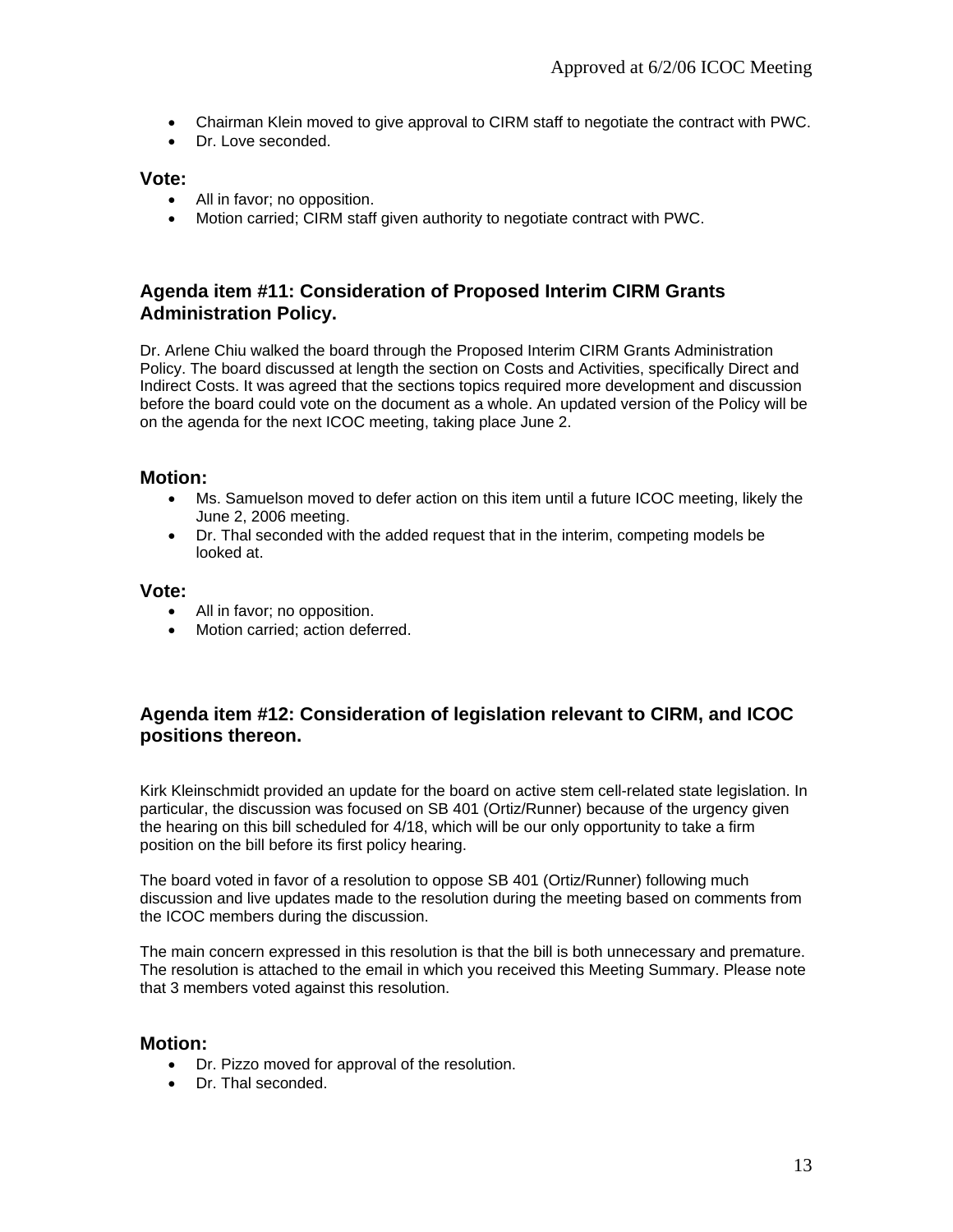- Chairman Klein moved to give approval to CIRM staff to negotiate the contract with PWC.
- Dr. Love seconded.

### Vote:

- All in favor; no opposition.
- Motion carried; CIRM staff given authority to negotiate contract with PWC.

## Agenda item #11: Consideration of Proposed Interim CIRM Grants Administration Policy.

Dr. Arlene Chiu walked the board through the Proposed Interim CIRM Grants Administration Policy. The board discussed at length the section on Costs and Activities, specifically Direct and Indirect Costs. It was agreed that the sections topics required more development and discussion before the board could vote on the document as a whole. An updated version of the Policy will be on the agenda for the next ICOC meeting, taking place June 2.

### Motion:

- Ms. Samuelson moved to defer action on this item until a future ICOC meeting, likely the June 2, 2006 meeting.
- Dr. Thal seconded with the added request that in the interim, competing models be looked at.

### Vote:

- All in favor; no opposition.
- Motion carried; action deferred.

## Agenda item #12: Consideration of legislation relevant to CIRM, and ICOC positions thereon.

Kirk Kleinschmidt provided an update for the board on active stem cell-related state legislation. In particular, the discussion was focused on SB 401 (Ortiz/Runner) because of the urgency given the hearing on this bill scheduled for 4/18, which will be our only opportunity to take a firm position on the bill before its first policy hearing.

The board voted in favor of a resolution to oppose SB 401 (Ortiz/Runner) following much discussion and live updates made to the resolution during the meeting based on comments from the ICOC members during the discussion.

The main concern expressed in this resolution is that the bill is both unnecessary and premature. The resolution is attached to the email in which you received this Meeting Summary. Please note that 3 members voted against this resolution.

### Motion:

- Dr. Pizzo moved for approval of the resolution.
- Dr. Thal seconded.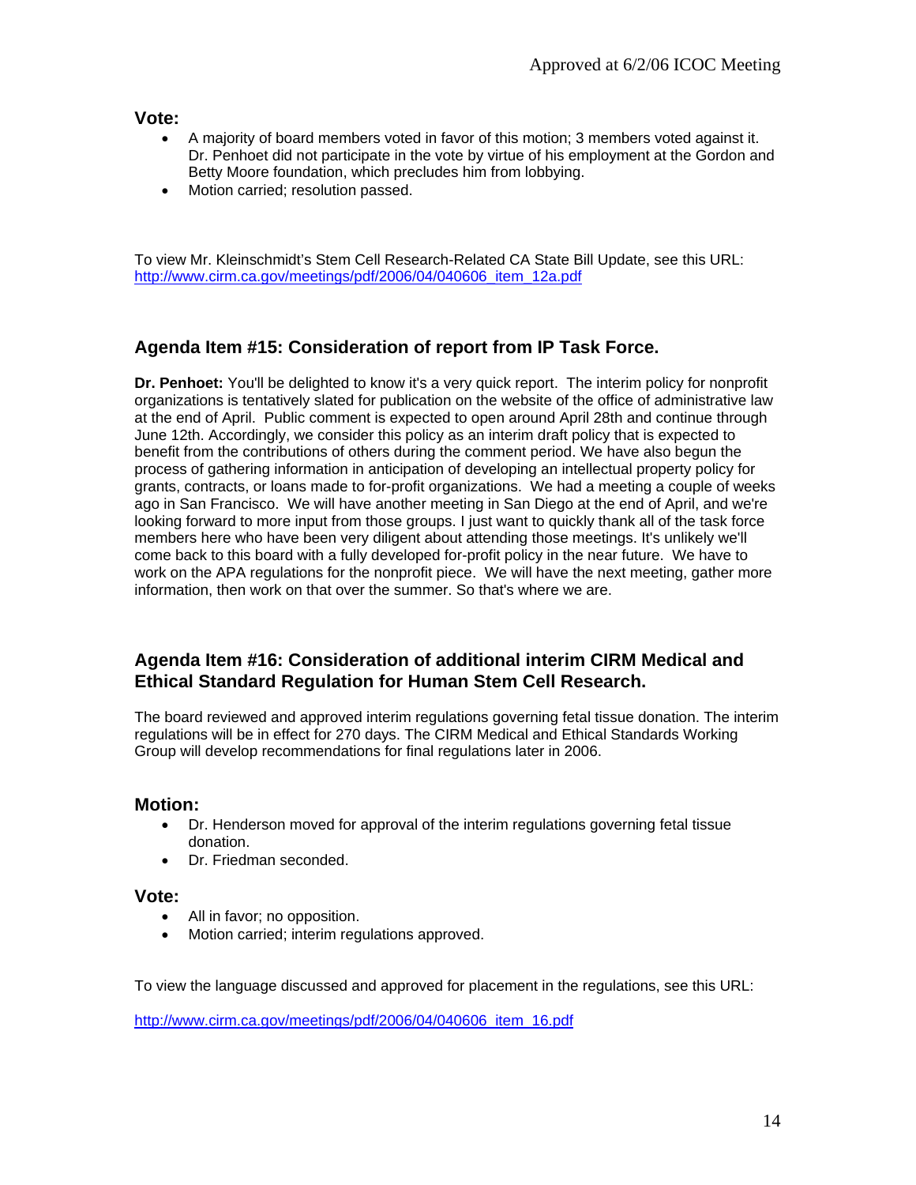### Vote:

- A majority of board members voted in favor of this motion; 3 members voted against it. Dr. Penhoet did not participate in the vote by virtue of his employment at the Gordon and Betty Moore foundation, which precludes him from lobbying.
- Motion carried; resolution passed.

To view Mr. Kleinschmidt's Stem Cell Research-Related CA State Bill Update, see this URL: http://www.cirm.ca.gov/meetings/pdf/2006/04/040606_item_12a.pdf

## Agenda Item #15: Consideration of report from IP Task Force.

**Dr. Penhoet:** You'll be delighted to know it's a very quick report. The interim policy for nonprofit organizations is tentatively slated for publication on the website of the office of administrative law at the end of April. Public comment is expected to open around April 28th and continue through June 12th. Accordingly, we consider this policy as an interim draft policy that is expected to benefit from the contributions of others during the comment period. We have also begun the process of gathering information in anticipation of developing an intellectual property policy for grants, contracts, or loans made to for-profit organizations. We had a meeting a couple of weeks ago in San Francisco. We will have another meeting in San Diego at the end of April, and we're looking forward to more input from those groups. I just want to quickly thank all of the task force members here who have been very diligent about attending those meetings. It's unlikely we'll come back to this board with a fully developed for-profit policy in the near future. We have to work on the APA regulations for the nonprofit piece. We will have the next meeting, gather more information, then work on that over the summer. So that's where we are.

## Agenda Item #16: Consideration of additional interim CIRM Medical and Ethical Standard Regulation for Human Stem Cell Research.

The board reviewed and approved interim regulations governing fetal tissue donation. The interim regulations will be in effect for 270 days. The CIRM Medical and Ethical Standards Working Group will develop recommendations for final regulations later in 2006.

### Motion:

- Dr. Henderson moved for approval of the interim regulations governing fetal tissue donation.
- Dr. Friedman seconded.

### Vote:

- All in favor; no opposition.
- Motion carried; interim regulations approved.

To view the language discussed and approved for placement in the regulations, see this URL:

http://www.cirm.ca.gov/meetings/pdf/2006/04/040606_item_16.pdf